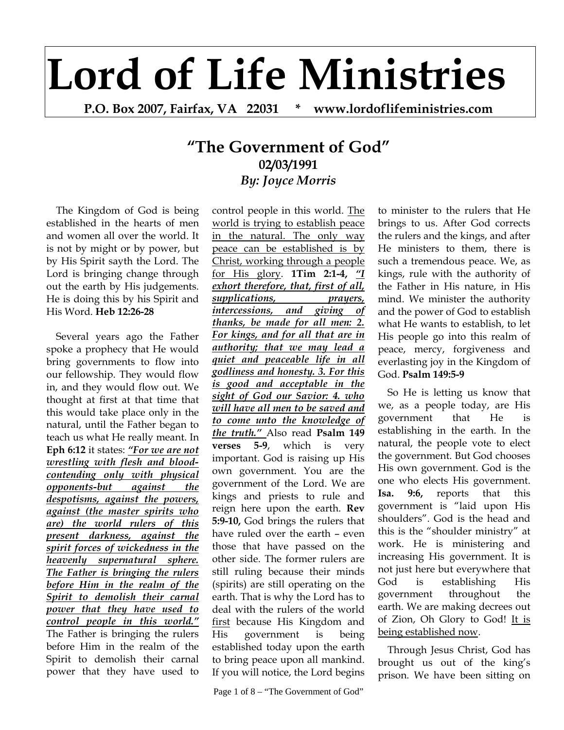# Lord of Life Ministries

**P.O. Box 2007, Fairfax, VA 22031 * www.lordoflifeministries.com**

## "The Government of God"

**02/03/1991**

***By: Joyce Morris***

The Kingdom of God is being established in the hearts of men and women all over the world. It is not by might or by power, but by His Spirit sayth the Lord. The Lord is bringing change through out the earth by His judgements. He is doing this by his Spirit and His Word. **Heb 12:26-28**

Several years ago the Father spoke a prophecy that He would bring governments to flow into our fellowship. They would flow in, and they would flow out. We thought at first at that time that this would take place only in the natural, until the Father began to teach us what He really meant. In **Eph 6:12** it states: ***"For we are not wrestling with flesh and blood-contending only with physical opponents-but against the despotisms, against the powers, against (the master spirits who are) the world rulers of this present darkness, against the spirit forces of wickedness in the heavenly supernatural sphere. The Father is bringing the rulers before Him in the realm of the Spirit to demolish their carnal power that they have used to control people in this world."*** The Father is bringing the rulers before Him in the realm of the Spirit to demolish their carnal power that they have used to control people in this world. The world is trying to establish peace in the natural. The only way peace can be established is by Christ, working through a people for His glory. **1Tim 2:1-4,** ***"I exhort therefore, that, first of all, supplications, prayers, intercessions, and giving of thanks, be made for all men: 2. For kings, and for all that are in authority; that we may lead a quiet and peaceable life in all godliness and honesty. 3. For this is good and acceptable in the sight of God our Savior: 4. who will have all men to be saved and to come unto the knowledge of the truth."*** Also read **Psalm 149 verses 5-9**, which is very important. God is raising up His own government. You are the government of the Lord. We are kings and priests to rule and reign here upon the earth. **Rev 5:9-10,** God brings the rulers that have ruled over the earth – even those that have passed on the other side. The former rulers are still ruling because their minds (spirits) are still operating on the earth. That is why the Lord has to deal with the rulers of the world first because His Kingdom and His government is being established today upon the earth to bring peace upon all mankind. If you will notice, the Lord begins to minister to the rulers that He brings to us. After God corrects the rulers and the kings, and after He ministers to them, there is such a tremendous peace. We, as kings, rule with the authority of the Father in His nature, in His mind. We minister the authority and the power of God to establish what He wants to establish, to let His people go into this realm of peace, mercy, forgiveness and everlasting joy in the Kingdom of God. **Psalm 149:5-9**

So He is letting us know that we, as a people today, are His government that He is establishing in the earth. In the natural, the people vote to elect the government. But God chooses His own government. God is the one who elects His government. **Isa. 9:6,** reports that this government is "laid upon His shoulders". God is the head and this is the "shoulder ministry" at work. He is ministering and increasing His government. It is not just here but everywhere that God is establishing His government throughout the earth. We are making decrees out of Zion, Oh Glory to God! It is being established now.

Through Jesus Christ, God has brought us out of the king's prison. We have been sitting on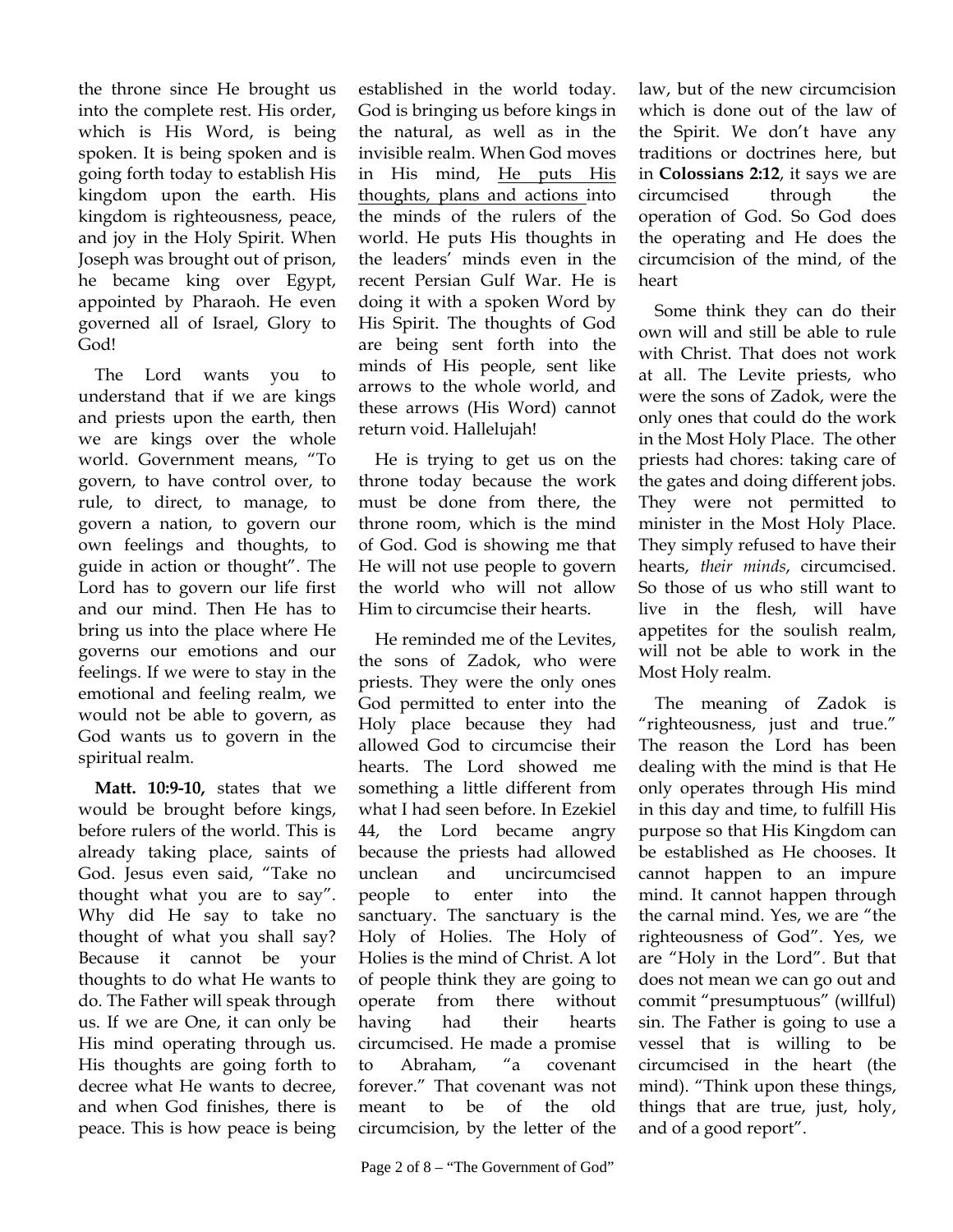the throne since He brought us into the complete rest. His order, which is His Word, is being spoken. It is being spoken and is going forth today to establish His kingdom upon the earth. His kingdom is righteousness, peace, and joy in the Holy Spirit. When Joseph was brought out of prison, he became king over Egypt, appointed by Pharaoh. He even governed all of Israel, Glory to God!

The Lord wants you to understand that if we are kings and priests upon the earth, then we are kings over the whole world. Government means, "To govern, to have control over, to rule, to direct, to manage, to govern a nation, to govern our own feelings and thoughts, to guide in action or thought". The Lord has to govern our life first and our mind. Then He has to bring us into the place where He governs our emotions and our feelings. If we were to stay in the emotional and feeling realm, we would not be able to govern, as God wants us to govern in the spiritual realm.

**Matt. 10:9-10,** states that we would be brought before kings, before rulers of the world. This is already taking place, saints of God. Jesus even said, "Take no thought what you are to say". Why did He say to take no thought of what you shall say? Because it cannot be your thoughts to do what He wants to do. The Father will speak through us. If we are One, it can only be His mind operating through us. His thoughts are going forth to decree what He wants to decree, and when God finishes, there is peace. This is how peace is being established in the world today. God is bringing us before kings in the natural, as well as in the invisible realm. When God moves in His mind, He puts His thoughts, plans and actions into the minds of the rulers of the world. He puts His thoughts in the leaders' minds even in the recent Persian Gulf War. He is doing it with a spoken Word by His Spirit. The thoughts of God are being sent forth into the minds of His people, sent like arrows to the whole world, and these arrows (His Word) cannot return void. Hallelujah!

He is trying to get us on the throne today because the work must be done from there, the throne room, which is the mind of God. God is showing me that He will not use people to govern the world who will not allow Him to circumcise their hearts.

He reminded me of the Levites, the sons of Zadok, who were priests. They were the only ones God permitted to enter into the Holy place because they had allowed God to circumcise their hearts. The Lord showed me something a little different from what I had seen before. In Ezekiel 44, the Lord became angry because the priests had allowed unclean and uncircumcised people to enter into the sanctuary. The sanctuary is the Holy of Holies. The Holy of Holies is the mind of Christ. A lot of people think they are going to operate from there without having had their hearts circumcised. He made a promise to Abraham, "a covenant forever." That covenant was not meant to be of the old circumcision, by the letter of the law, but of the new circumcision which is done out of the law of the Spirit. We don't have any traditions or doctrines here, but in **Colossians 2:12**, it says we are circumcised through the operation of God. So God does the operating and He does the circumcision of the mind, of the heart

Some think they can do their own will and still be able to rule with Christ. That does not work at all. The Levite priests, who were the sons of Zadok, were the only ones that could do the work in the Most Holy Place. The other priests had chores: taking care of the gates and doing different jobs. They were not permitted to minister in the Most Holy Place. They simply refused to have their hearts, *their minds*, circumcised. So those of us who still want to live in the flesh, will have appetites for the soulish realm, will not be able to work in the Most Holy realm.

The meaning of Zadok is "righteousness, just and true." The reason the Lord has been dealing with the mind is that He only operates through His mind in this day and time, to fulfill His purpose so that His Kingdom can be established as He chooses. It cannot happen to an impure mind. It cannot happen through the carnal mind. Yes, we are "the righteousness of God". Yes, we are "Holy in the Lord". But that does not mean we can go out and commit "presumptuous" (willful) sin. The Father is going to use a vessel that is willing to be circumcised in the heart (the mind). "Think upon these things, things that are true, just, holy, and of a good report".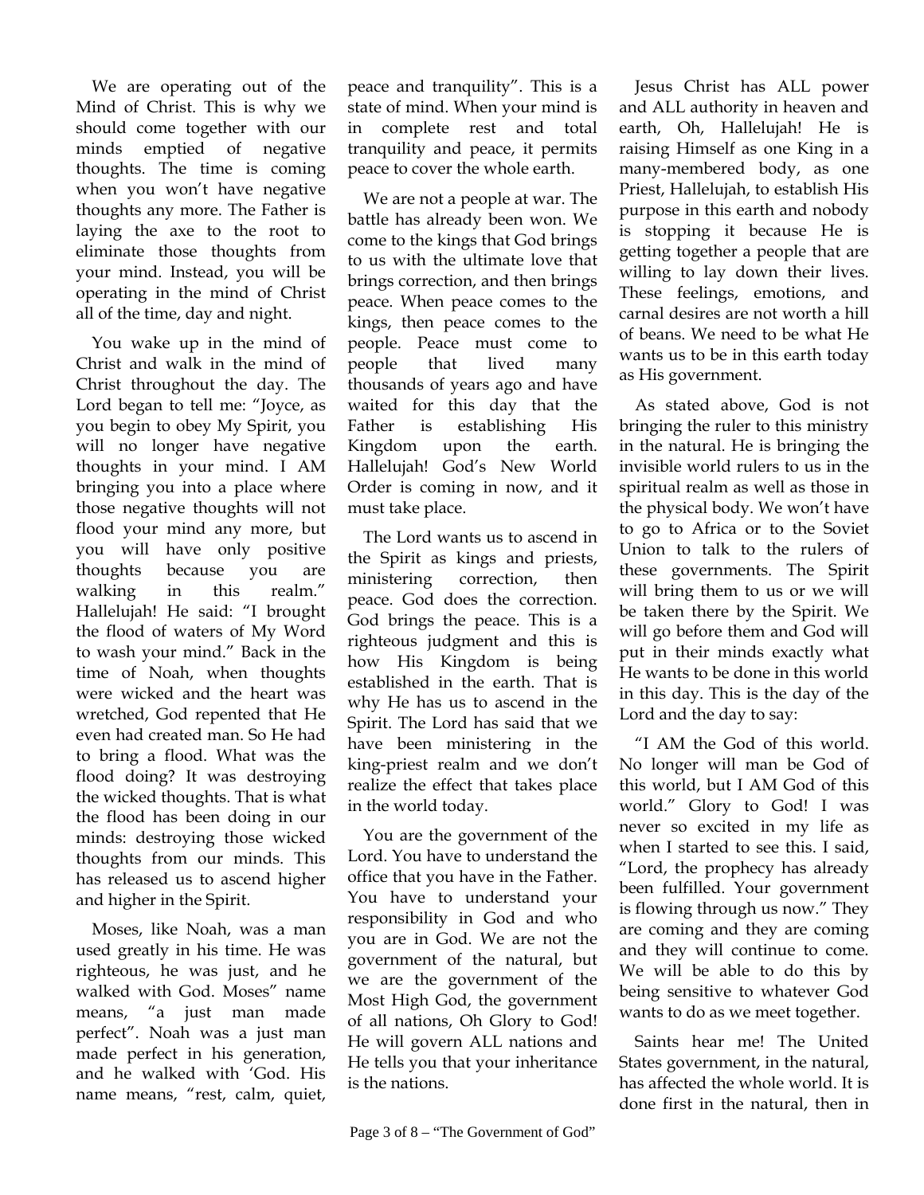We are operating out of the Mind of Christ. This is why we should come together with our minds emptied of negative thoughts. The time is coming when you won't have negative thoughts any more. The Father is laying the axe to the root to eliminate those thoughts from your mind. Instead, you will be operating in the mind of Christ all of the time, day and night.

You wake up in the mind of Christ and walk in the mind of Christ throughout the day. The Lord began to tell me: "Joyce, as you begin to obey My Spirit, you will no longer have negative thoughts in your mind. I AM bringing you into a place where those negative thoughts will not flood your mind any more, but you will have only positive thoughts because you are walking in this realm." Hallelujah! He said: "I brought the flood of waters of My Word to wash your mind." Back in the time of Noah, when thoughts were wicked and the heart was wretched, God repented that He even had created man. So He had to bring a flood. What was the flood doing? It was destroying the wicked thoughts. That is what the flood has been doing in our minds: destroying those wicked thoughts from our minds. This has released us to ascend higher and higher in the Spirit.

Moses, like Noah, was a man used greatly in his time. He was righteous, he was just, and he walked with God. Moses" name means, "a just man made perfect". Noah was a just man made perfect in his generation, and he walked with 'God. His name means, "rest, calm, quiet, peace and tranquility". This is a state of mind. When your mind is in complete rest and total tranquility and peace, it permits peace to cover the whole earth.

We are not a people at war. The battle has already been won. We come to the kings that God brings to us with the ultimate love that brings correction, and then brings peace. When peace comes to the kings, then peace comes to the people. Peace must come to people that lived many thousands of years ago and have waited for this day that the Father is establishing His Kingdom upon the earth. Hallelujah! God's New World Order is coming in now, and it must take place.

The Lord wants us to ascend in the Spirit as kings and priests, ministering correction, then peace. God does the correction. God brings the peace. This is a righteous judgment and this is how His Kingdom is being established in the earth. That is why He has us to ascend in the Spirit. The Lord has said that we have been ministering in the king-priest realm and we don't realize the effect that takes place in the world today.

You are the government of the Lord. You have to understand the office that you have in the Father. You have to understand your responsibility in God and who you are in God. We are not the government of the natural, but we are the government of the Most High God, the government of all nations, Oh Glory to God! He will govern ALL nations and He tells you that your inheritance is the nations.

Jesus Christ has ALL power and ALL authority in heaven and earth, Oh, Hallelujah! He is raising Himself as one King in a many-membered body, as one Priest, Hallelujah, to establish His purpose in this earth and nobody is stopping it because He is getting together a people that are willing to lay down their lives. These feelings, emotions, and carnal desires are not worth a hill of beans. We need to be what He wants us to be in this earth today as His government.

As stated above, God is not bringing the ruler to this ministry in the natural. He is bringing the invisible world rulers to us in the spiritual realm as well as those in the physical body. We won't have to go to Africa or to the Soviet Union to talk to the rulers of these governments. The Spirit will bring them to us or we will be taken there by the Spirit. We will go before them and God will put in their minds exactly what He wants to be done in this world in this day. This is the day of the Lord and the day to say:

"I AM the God of this world. No longer will man be God of this world, but I AM God of this world." Glory to God! I was never so excited in my life as when I started to see this. I said, "Lord, the prophecy has already been fulfilled. Your government is flowing through us now." They are coming and they are coming and they will continue to come. We will be able to do this by being sensitive to whatever God wants to do as we meet together.

Saints hear me! The United States government, in the natural, has affected the whole world. It is done first in the natural, then in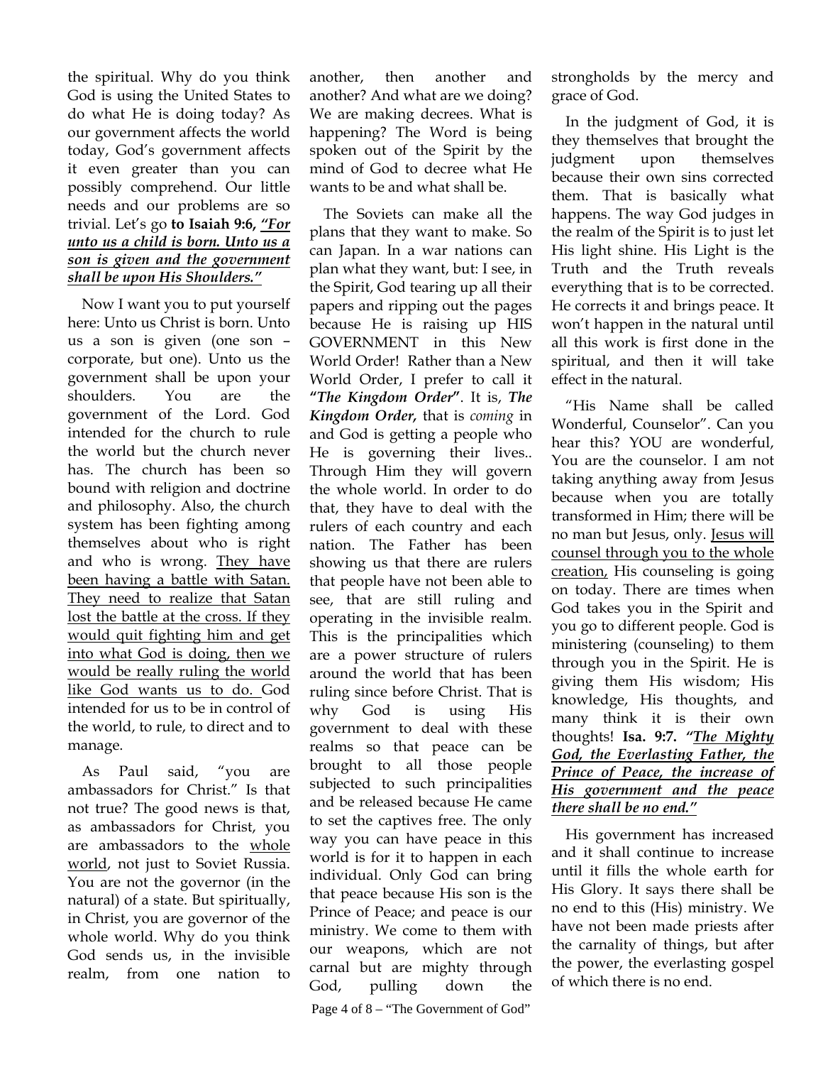the spiritual. Why do you think God is using the United States to do what He is doing today? As our government affects the world today, God's government affects it even greater than you can possibly comprehend. Our little needs and our problems are so trivial. Let's go **to Isaiah 9:6,** ***"For unto us a child is born. Unto us a son is given and the government shall be upon His Shoulders."***

Now I want you to put yourself here: Unto us Christ is born. Unto us a son is given (one son – corporate, but one). Unto us the government shall be upon your shoulders. You are the government of the Lord. God intended for the church to rule the world but the church never has. The church has been so bound with religion and doctrine and philosophy. Also, the church system has been fighting among themselves about who is right and who is wrong. They have been having a battle with Satan. They need to realize that Satan lost the battle at the cross. If they would quit fighting him and get into what God is doing, then we would be really ruling the world like God wants us to do. God intended for us to be in control of the world, to rule, to direct and to manage.

As Paul said, "you are ambassadors for Christ." Is that not true? The good news is that, as ambassadors for Christ, you are ambassadors to the whole world, not just to Soviet Russia. You are not the governor (in the natural) of a state. But spiritually, in Christ, you are governor of the whole world. Why do you think God sends us, in the invisible realm, from one nation to another, then another and another? And what are we doing? We are making decrees. What is happening? The Word is being spoken out of the Spirit by the mind of God to decree what He wants to be and what shall be.

The Soviets can make all the plans that they want to make. So can Japan. In a war nations can plan what they want, but: I see, in the Spirit, God tearing up all their papers and ripping out the pages because He is raising up HIS GOVERNMENT in this New World Order! Rather than a New World Order, I prefer to call it **"*The Kingdom Order*"**. It is, ***The Kingdom Order,*** that is *coming* in and God is getting a people who He is governing their lives.. Through Him they will govern the whole world. In order to do that, they have to deal with the rulers of each country and each nation. The Father has been showing us that there are rulers that people have not been able to see, that are still ruling and operating in the invisible realm. This is the principalities which are a power structure of rulers around the world that has been ruling since before Christ. That is why God is using His government to deal with these realms so that peace can be brought to all those people subjected to such principalities and be released because He came to set the captives free. The only way you can have peace in this world is for it to happen in each individual. Only God can bring that peace because His son is the Prince of Peace; and peace is our ministry. We come to them with our weapons, which are not carnal but are mighty through God, pulling down the strongholds by the mercy and grace of God.

In the judgment of God, it is they themselves that brought the judgment upon themselves because their own sins corrected them. That is basically what happens. The way God judges in the realm of the Spirit is to just let His light shine. His Light is the Truth and the Truth reveals everything that is to be corrected. He corrects it and brings peace. It won't happen in the natural until all this work is first done in the spiritual, and then it will take effect in the natural.

"His Name shall be called Wonderful, Counselor". Can you hear this? YOU are wonderful, You are the counselor. I am not taking anything away from Jesus because when you are totally transformed in Him; there will be no man but Jesus, only. Jesus will counsel through you to the whole creation, His counseling is going on today. There are times when God takes you in the Spirit and you go to different people. God is ministering (counseling) to them through you in the Spirit. He is giving them His wisdom; His knowledge, His thoughts, and many think it is their own thoughts! **Isa. 9:7.** ***"The Mighty God, the Everlasting Father, the Prince of Peace, the increase of His government and the peace there shall be no end."***

His government has increased and it shall continue to increase until it fills the whole earth for His Glory. It says there shall be no end to this (His) ministry. We have not been made priests after the carnality of things, but after the power, the everlasting gospel of which there is no end.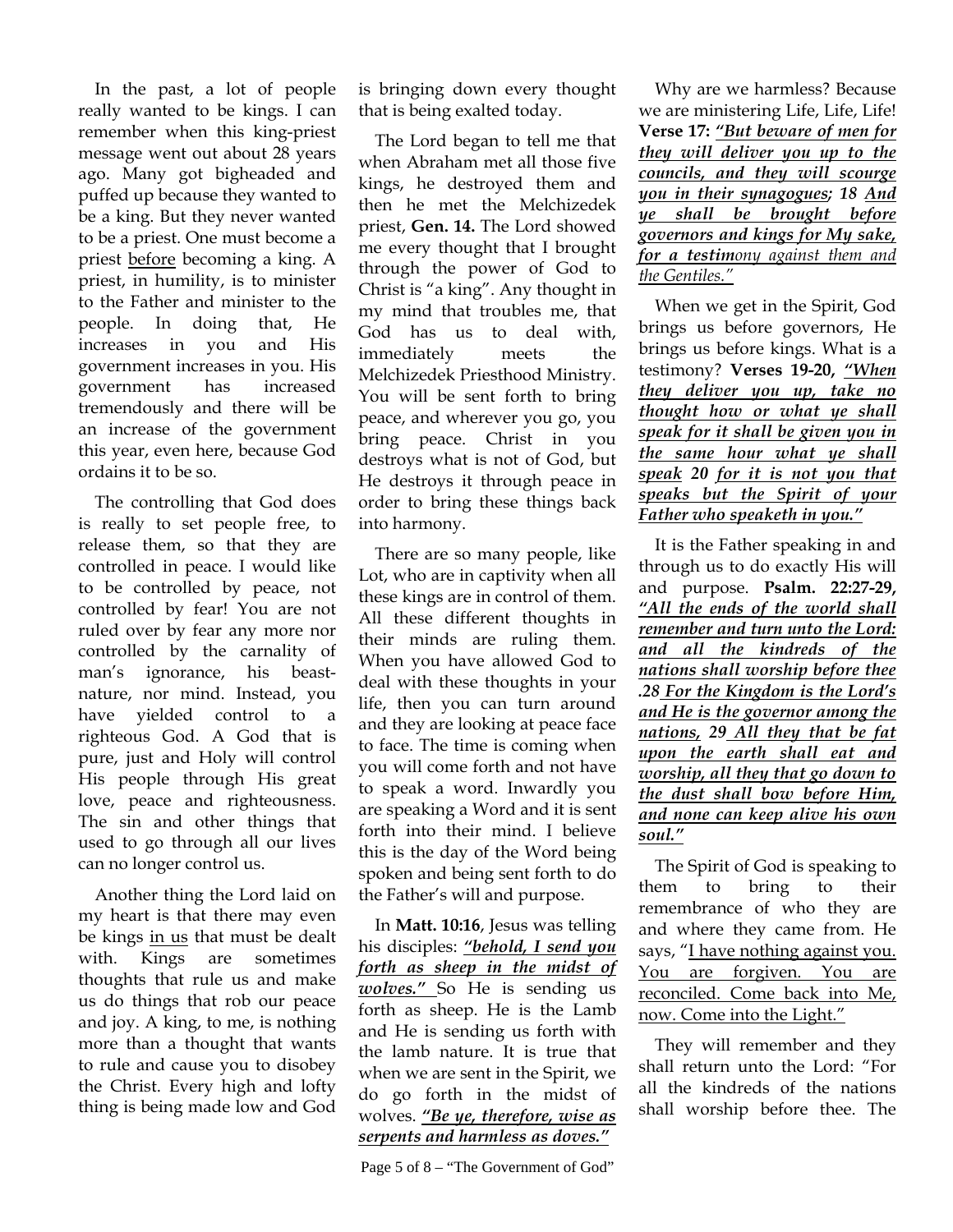In the past, a lot of people really wanted to be kings. I can remember when this king-priest message went out about 28 years ago. Many got bigheaded and puffed up because they wanted to be a king. But they never wanted to be a priest. One must become a priest <u>before</u> becoming a king. A priest, in humility, is to minister to the Father and minister to the people. In doing that, He increases in you and His government increases in you. His government has increased tremendously and there will be an increase of the government this year, even here, because God ordains it to be so.

The controlling that God does is really to set people free, to release them, so that they are controlled in peace. I would like to be controlled by peace, not controlled by fear! You are not ruled over by fear any more nor controlled by the carnality of man's ignorance, his beast-nature, nor mind. Instead, you have yielded control to a righteous God. A God that is pure, just and Holy will control His people through His great love, peace and righteousness. The sin and other things that used to go through all our lives can no longer control us.

Another thing the Lord laid on my heart is that there may even be kings <u>in us</u> that must be dealt with. Kings are sometimes thoughts that rule us and make us do things that rob our peace and joy. A king, to me, is nothing more than a thought that wants to rule and cause you to disobey the Christ. Every high and lofty thing is being made low and God is bringing down every thought that is being exalted today.

The Lord began to tell me that when Abraham met all those five kings, he destroyed them and then he met the Melchizedek priest, **Gen. 14.** The Lord showed me every thought that I brought through the power of God to Christ is "a king". Any thought in my mind that troubles me, that God has us to deal with, immediately meets the Melchizedek Priesthood Ministry. You will be sent forth to bring peace, and wherever you go, you bring peace. Christ in you destroys what is not of God, but He destroys it through peace in order to bring these things back into harmony.

There are so many people, like Lot, who are in captivity when all these kings are in control of them. All these different thoughts in their minds are ruling them. When you have allowed God to deal with these thoughts in your life, then you can turn around and they are looking at peace face to face. The time is coming when you will come forth and not have to speak a word. Inwardly you are speaking a Word and it is sent forth into their mind. I believe this is the day of the Word being spoken and being sent forth to do the Father's will and purpose.

In **Matt. 10:16**, Jesus was telling his disciples: ***<u>"behold, I send you forth as sheep in the midst of wolves."</u>*** So He is sending us forth as sheep. He is the Lamb and He is sending us forth with the lamb nature. It is true that when we are sent in the Spirit, we do go forth in the midst of wolves. ***<u>"Be ye, therefore, wise as serpents and harmless as doves."</u>***

Why are we harmless? Because we are ministering Life, Life, Life! **Verse 17:** ***<u>"But beware of men for they will deliver you up to the councils, and they will scourge you in their synagogues;</u> 18 <u>And ye shall be brought before governors and kings for My sake, for a testim</u>***<u>*ony against them and the Gentiles."*</u>

When we get in the Spirit, God brings us before governors, He brings us before kings. What is a testimony? **Verses 19-20,** ***<u>"When they deliver you up, take no thought how or what ye shall speak for it shall be given you in the same hour what ye shall speak</u> 20 <u>for it is not you that speaks but the Spirit of your Father who speaketh in you."</u>***

It is the Father speaking in and through us to do exactly His will and purpose. **Psalm. 22:27-29,** ***<u>"All the ends of the world shall remember and turn unto the Lord: and all the kindreds of the nations shall worship before thee .28 For the Kingdom is the Lord's and He is the governor among the nations, 29 All they that be fat upon the earth shall eat and worship, all they that go down to the dust shall bow before Him, and none can keep alive his own soul."</u>***

The Spirit of God is speaking to them to bring to their remembrance of who they are and where they came from. He says, "<u>I have nothing against you. You are forgiven. You are reconciled. Come back into Me, now. Come into the Light."</u>

They will remember and they shall return unto the Lord: "For all the kindreds of the nations shall worship before thee. The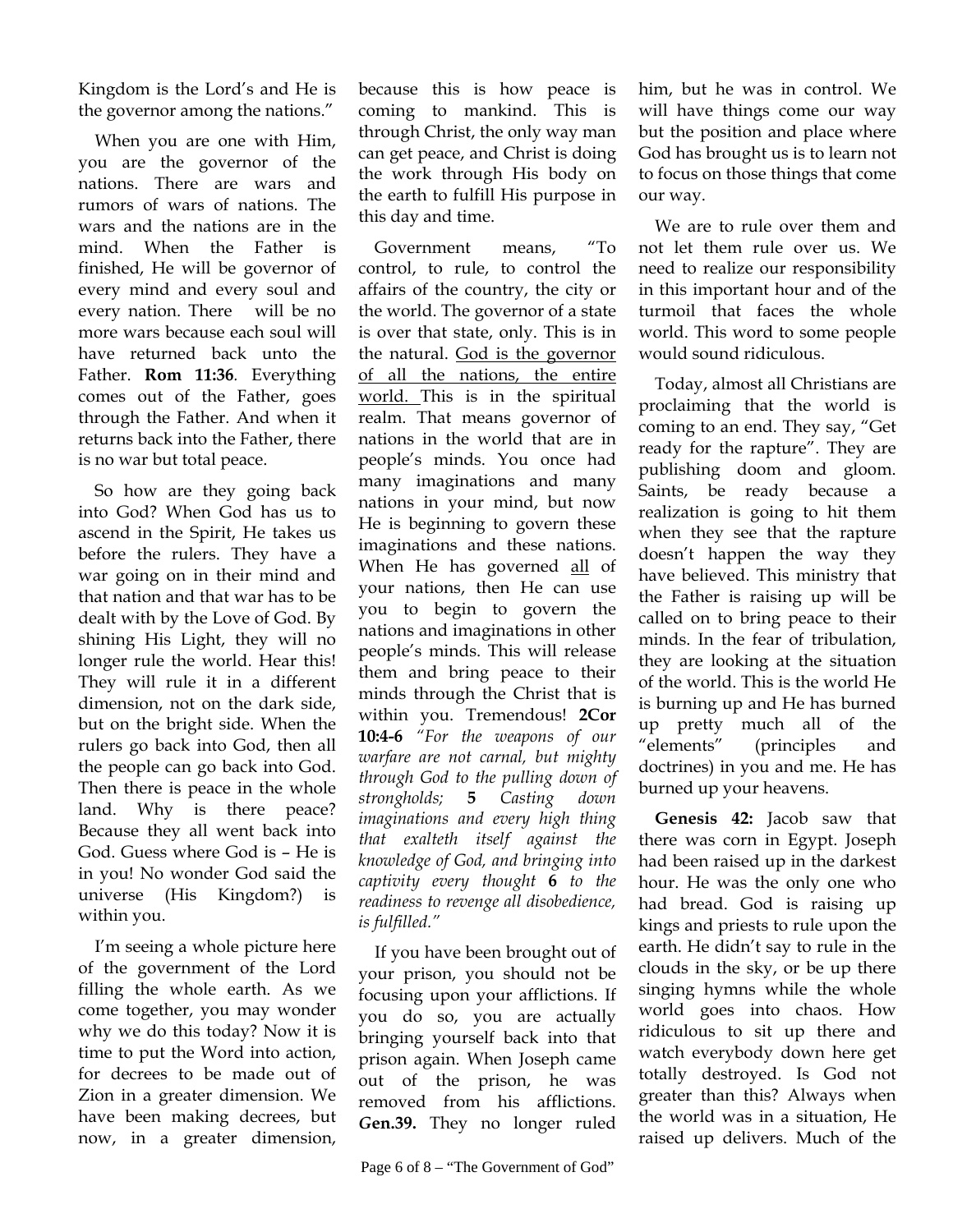Kingdom is the Lord's and He is the governor among the nations."

When you are one with Him, you are the governor of the nations. There are wars and rumors of wars of nations. The wars and the nations are in the mind. When the Father is finished, He will be governor of every mind and every soul and every nation. There will be no more wars because each soul will have returned back unto the Father. **Rom 11:36**. Everything comes out of the Father, goes through the Father. And when it returns back into the Father, there is no war but total peace.

So how are they going back into God? When God has us to ascend in the Spirit, He takes us before the rulers. They have a war going on in their mind and that nation and that war has to be dealt with by the Love of God. By shining His Light, they will no longer rule the world. Hear this! They will rule it in a different dimension, not on the dark side, but on the bright side. When the rulers go back into God, then all the people can go back into God. Then there is peace in the whole land. Why is there peace? Because they all went back into God. Guess where God is – He is in you! No wonder God said the universe (His Kingdom?) is within you.

I'm seeing a whole picture here of the government of the Lord filling the whole earth. As we come together, you may wonder why we do this today? Now it is time to put the Word into action, for decrees to be made out of Zion in a greater dimension. We have been making decrees, but now, in a greater dimension, because this is how peace is coming to mankind. This is through Christ, the only way man can get peace, and Christ is doing the work through His body on the earth to fulfill His purpose in this day and time.

Government means, "To control, to rule, to control the affairs of the country, the city or the world. The governor of a state is over that state, only. This is in the natural. <u>God is the governor of all the nations, the entire world.</u> This is in the spiritual realm. That means governor of nations in the world that are in people's minds. You once had many imaginations and many nations in your mind, but now He is beginning to govern these imaginations and these nations. When He has governed <u>all</u> of your nations, then He can use you to begin to govern the nations and imaginations in other people's minds. This will release them and bring peace to their minds through the Christ that is within you. Tremendous! **2Cor 10:4-6** *"For the weapons of our warfare are not carnal, but mighty through God to the pulling down of strongholds;* **5** *Casting down imaginations and every high thing that exalteth itself against the knowledge of God, and bringing into captivity every thought* **6** *to the readiness to revenge all disobedience, is fulfilled."*

If you have been brought out of your prison, you should not be focusing upon your afflictions. If you do so, you are actually bringing yourself back into that prison again. When Joseph came out of the prison, he was removed from his afflictions. ***Gen.39.*** They no longer ruled him, but he was in control. We will have things come our way but the position and place where God has brought us is to learn not to focus on those things that come our way.

We are to rule over them and not let them rule over us. We need to realize our responsibility in this important hour and of the turmoil that faces the whole world. This word to some people would sound ridiculous.

Today, almost all Christians are proclaiming that the world is coming to an end. They say, "Get ready for the rapture". They are publishing doom and gloom. Saints, be ready because a realization is going to hit them when they see that the rapture doesn't happen the way they have believed. This ministry that the Father is raising up will be called on to bring peace to their minds. In the fear of tribulation, they are looking at the situation of the world. This is the world He is burning up and He has burned up pretty much all of the "elements" (principles and doctrines) in you and me. He has burned up your heavens.

**Genesis 42:** Jacob saw that there was corn in Egypt. Joseph had been raised up in the darkest hour. He was the only one who had bread. God is raising up kings and priests to rule upon the earth. He didn't say to rule in the clouds in the sky, or be up there singing hymns while the whole world goes into chaos. How ridiculous to sit up there and watch everybody down here get totally destroyed. Is God not greater than this? Always when the world was in a situation, He raised up delivers. Much of the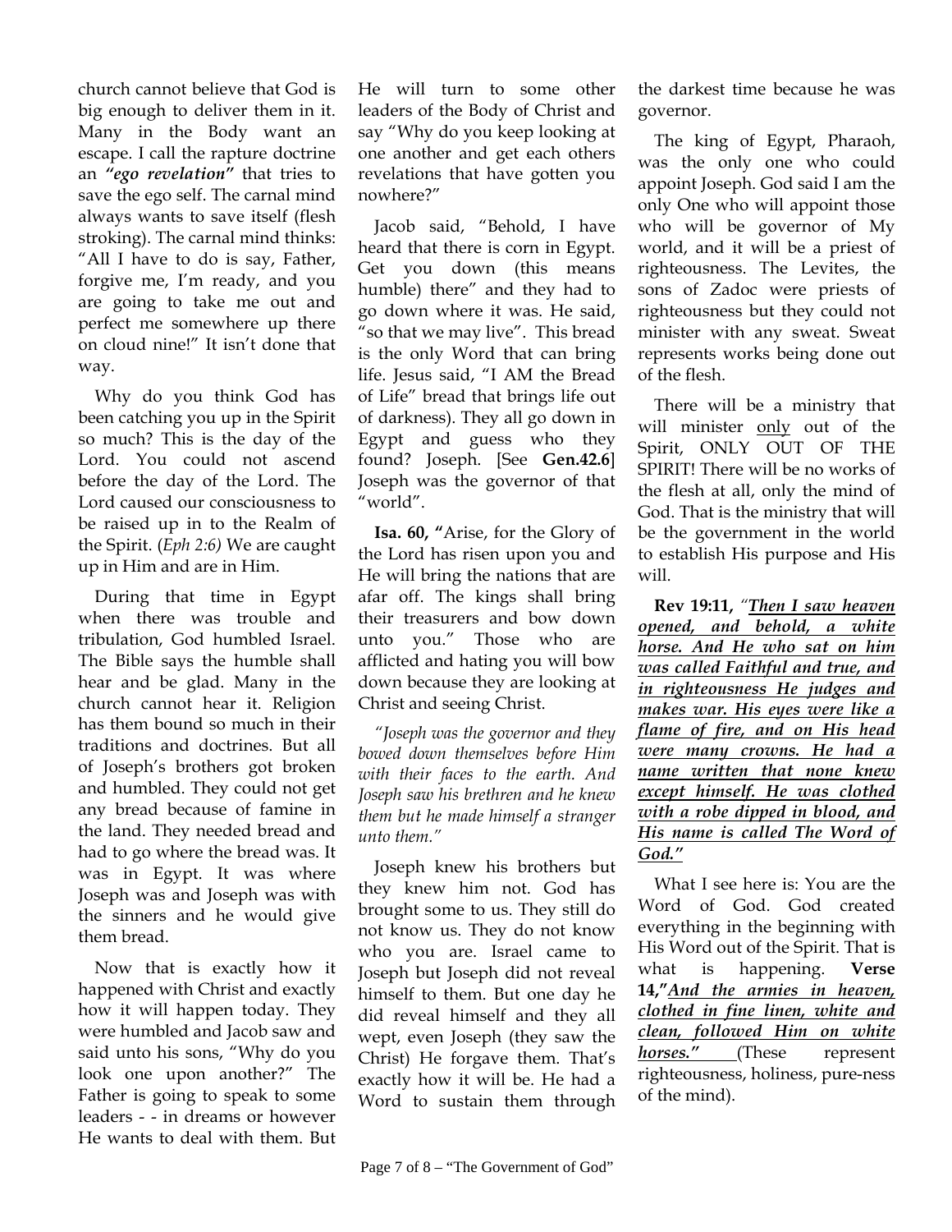church cannot believe that God is big enough to deliver them in it. Many in the Body want an escape. I call the rapture doctrine an ***"ego revelation"*** that tries to save the ego self. The carnal mind always wants to save itself (flesh stroking). The carnal mind thinks: "All I have to do is say, Father, forgive me, I'm ready, and you are going to take me out and perfect me somewhere up there on cloud nine!" It isn't done that way.

Why do you think God has been catching you up in the Spirit so much? This is the day of the Lord. You could not ascend before the day of the Lord. The Lord caused our consciousness to be raised up in to the Realm of the Spirit. (*Eph 2:6)* We are caught up in Him and are in Him.

During that time in Egypt when there was trouble and tribulation, God humbled Israel. The Bible says the humble shall hear and be glad. Many in the church cannot hear it. Religion has them bound so much in their traditions and doctrines. But all of Joseph's brothers got broken and humbled. They could not get any bread because of famine in the land. They needed bread and had to go where the bread was. It was in Egypt. It was where Joseph was and Joseph was with the sinners and he would give them bread.

Now that is exactly how it happened with Christ and exactly how it will happen today. They were humbled and Jacob saw and said unto his sons, "Why do you look one upon another?" The Father is going to speak to some leaders - - in dreams or however He wants to deal with them. But He will turn to some other leaders of the Body of Christ and say "Why do you keep looking at one another and get each others revelations that have gotten you nowhere?"

Jacob said, "Behold, I have heard that there is corn in Egypt. Get you down (this means humble) there" and they had to go down where it was. He said, "so that we may live". This bread is the only Word that can bring life. Jesus said, "I AM the Bread of Life" bread that brings life out of darkness). They all go down in Egypt and guess who they found? Joseph. [See **Gen.42.6**] Joseph was the governor of that "world".

**Isa. 60, "**Arise, for the Glory of the Lord has risen upon you and He will bring the nations that are afar off. The kings shall bring their treasurers and bow down unto you." Those who are afflicted and hating you will bow down because they are looking at Christ and seeing Christ.

*"Joseph was the governor and they bowed down themselves before Him with their faces to the earth. And Joseph saw his brethren and he knew them but he made himself a stranger unto them."*

Joseph knew his brothers but they knew him not. God has brought some to us. They still do not know us. They do not know who you are. Israel came to Joseph but Joseph did not reveal himself to them. But one day he did reveal himself and they all wept, even Joseph (they saw the Christ) He forgave them. That's exactly how it will be. He had a Word to sustain them through the darkest time because he was governor.

The king of Egypt, Pharaoh, was the only one who could appoint Joseph. God said I am the only One who will appoint those who will be governor of My world, and it will be a priest of righteousness. The Levites, the sons of Zadoc were priests of righteousness but they could not minister with any sweat. Sweat represents works being done out of the flesh.

There will be a ministry that will minister <u>only</u> out of the Spirit, ONLY OUT OF THE SPIRIT! There will be no works of the flesh at all, only the mind of God. That is the ministry that will be the government in the world to establish His purpose and His will.

**Rev 19:11,** *"**<u>Then I saw heaven opened, and behold, a white horse. And He who sat on him was called Faithful and true, and in righteousness He judges and makes war. His eyes were like a flame of fire, and on His head were many crowns. He had a name written that none knew except himself. He was clothed with a robe dipped in blood, and His name is called The Word of God."</u>***

What I see here is: You are the Word of God. God created everything in the beginning with His Word out of the Spirit. That is what is happening. **Verse 14,"*<u>And the armies in heaven, clothed in fine linen, white and clean, followed Him on white horses."</u>*** (These represent righteousness, holiness, pure-ness of the mind).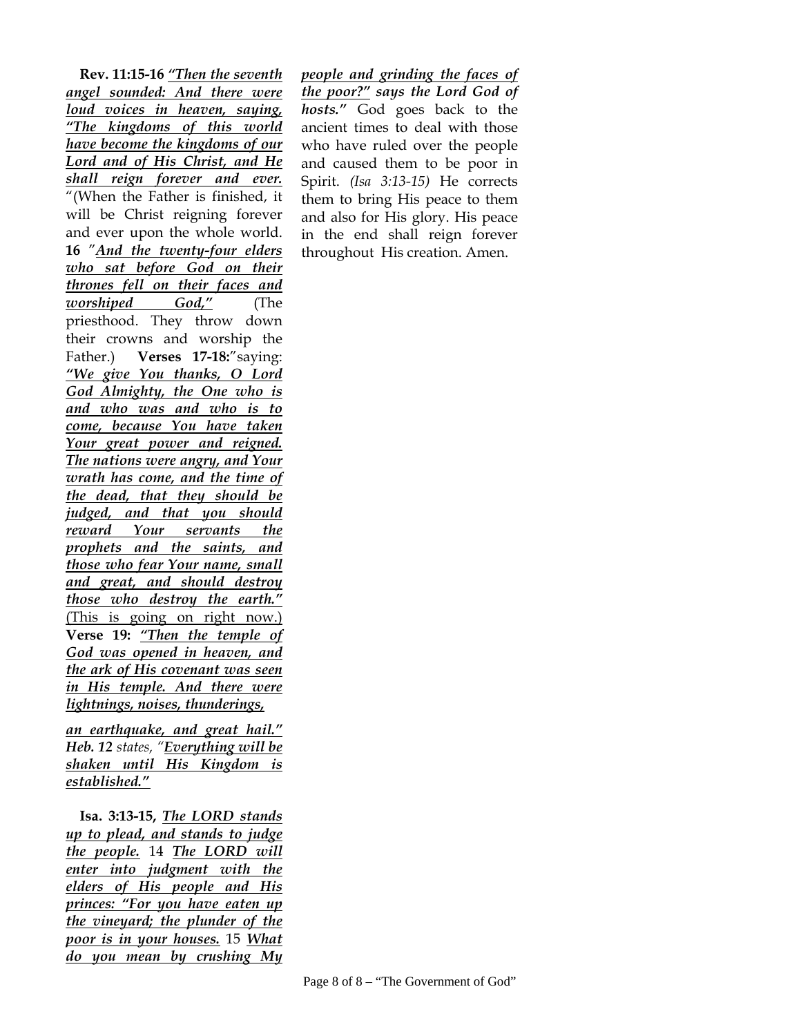**Rev. 11:15-16** ***"Then the seventh angel sounded: And there were loud voices in heaven, saying, "The kingdoms of this world have become the kingdoms of our Lord and of His Christ, and He shall reign forever and ever.*** "(When the Father is finished, it will be Christ reigning forever and ever upon the whole world. **16** *"**And the twenty-four elders who sat before God on their thrones fell on their faces and worshiped God,"*** (The priesthood. They throw down their crowns and worship the Father.) **Verses 17-18:**"saying: ***"We give You thanks, O Lord God Almighty, the One who is and who was and who is to come, because You have taken Your great power and reigned. The nations were angry, and Your wrath has come, and the time of the dead, that they should be judged, and that you should reward Your servants the prophets and the saints, and those who fear Your name, small and great, and should destroy those who destroy the earth."*** (This is going on right now.) **Verse 19:** ***"Then the temple of God was opened in heaven, and the ark of His covenant was seen in His temple. And there were lightnings, noises, thunderings, an earthquake, and great hail."*** ***Heb. 12*** *states, "**Everything will be shaken until His Kingdom is established."***

**Isa. 3:13-15**, ***The LORD stands up to plead, and stands to judge the people.*** 14 ***The LORD will enter into judgment with the elders of His people and His princes: "For you have eaten up the vineyard; the plunder of the poor is in your houses.*** 15 ***What do you mean by crushing My people and grinding the faces of the poor?" says the Lord God of hosts."*** God goes back to the ancient times to deal with those who have ruled over the people and caused them to be poor in Spirit. *(Isa 3:13-15)* He corrects them to bring His peace to them and also for His glory. His peace in the end shall reign forever throughout His creation. Amen.